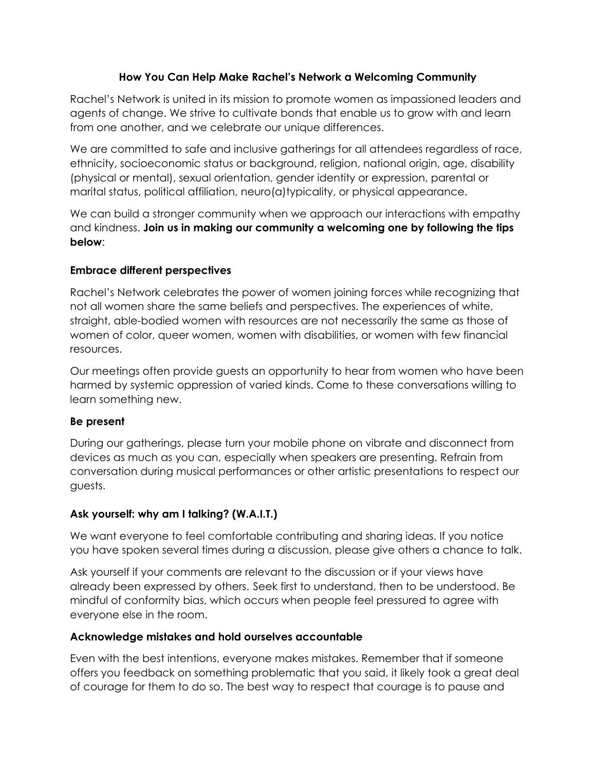# How You Can Help Make Rachel's Network a Welcoming Community

Rachel's Network is united in its mission to promote women as impassioned leaders and agents of change. We strive to cultivate bonds that enable us to grow with and learn from one another, and we celebrate our unique differences.

We are committed to safe and inclusive gatherings for all attendees regardless of race, ethnicity, socioeconomic status or background, religion, national origin, age, disability (physical or mental), sexual orientation, gender identity or expression, parental or marital status, political affiliation, neuro(a)typicality, or physical appearance.

We can build a stronger community when we approach our interactions with empathy and kindness. **Join us in making our community a welcoming one by following the tips below**:

## Embrace different perspectives

Rachel's Network celebrates the power of women joining forces while recognizing that not all women share the same beliefs and perspectives. The experiences of white, straight, able-bodied women with resources are not necessarily the same as those of women of color, queer women, women with disabilities, or women with few financial resources.

Our meetings often provide guests an opportunity to hear from women who have been harmed by systemic oppression of varied kinds. Come to these conversations willing to learn something new.

## Be present

During our gatherings, please turn your mobile phone on vibrate and disconnect from devices as much as you can, especially when speakers are presenting. Refrain from conversation during musical performances or other artistic presentations to respect our guests.

## Ask yourself: why am I talking? (W.A.I.T.)

We want everyone to feel comfortable contributing and sharing ideas. If you notice you have spoken several times during a discussion, please give others a chance to talk.

Ask yourself if your comments are relevant to the discussion or if your views have already been expressed by others. Seek first to understand, then to be understood. Be mindful of conformity bias, which occurs when people feel pressured to agree with everyone else in the room.

## Acknowledge mistakes and hold ourselves accountable

Even with the best intentions, everyone makes mistakes. Remember that if someone offers you feedback on something problematic that you said, it likely took a great deal of courage for them to do so. The best way to respect that courage is to pause and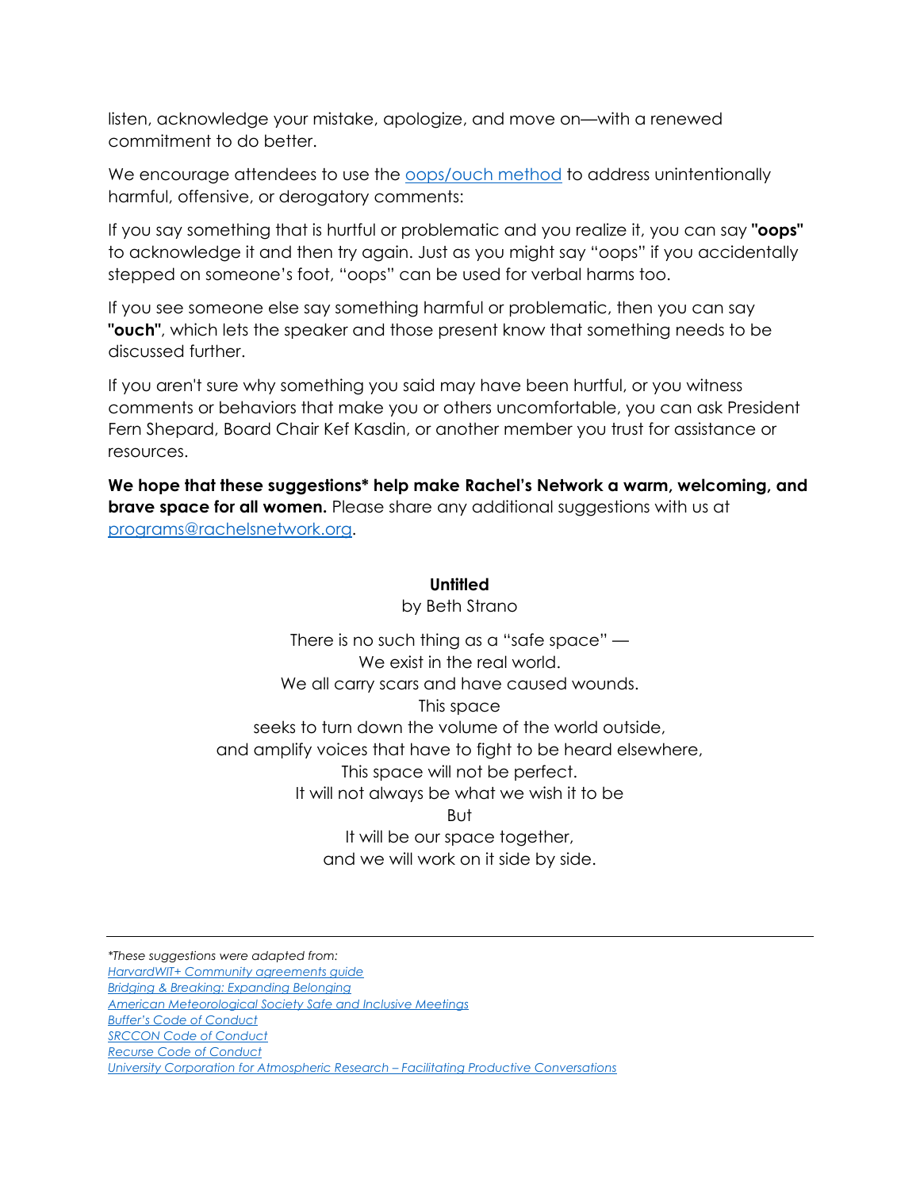listen, acknowledge your mistake, apologize, and move on—with a renewed commitment to do better.

We encourage attendees to use the [oops/ouch method] to address unintentionally harmful, offensive, or derogatory comments:

If you say something that is hurtful or problematic and you realize it, you can say **"oops"** to acknowledge it and then try again. Just as you might say "oops" if you accidentally stepped on someone's foot, "oops" can be used for verbal harms too.

If you see someone else say something harmful or problematic, then you can say **"ouch"**, which lets the speaker and those present know that something needs to be discussed further.

If you aren't sure why something you said may have been hurtful, or you witness comments or behaviors that make you or others uncomfortable, you can ask President Fern Shepard, Board Chair Kef Kasdin, or another member you trust for assistance or resources.

**We hope that these suggestions* help make Rachel's Network a warm, welcoming, and brave space for all women.** Please share any additional suggestions with us at programs@rachelsnetwork.org.

**Untitled**

by Beth Strano

There is no such thing as a "safe space" —
We exist in the real world.
We all carry scars and have caused wounds.
This space
seeks to turn down the volume of the world outside,
and amplify voices that have to fight to be heard elsewhere,
This space will not be perfect.
It will not always be what we wish it to be
But
It will be our space together,
and we will work on it side by side.

---

*These suggestions were adapted from:*
*HarvardWIT+ Community agreements guide*
*Bridging & Breaking: Expanding Belonging*
*American Meteorological Society Safe and Inclusive Meetings*
*Buffer's Code of Conduct*
*SRCCON Code of Conduct*
*Recurse Code of Conduct*
*University Corporation for Atmospheric Research – Facilitating Productive Conversations*